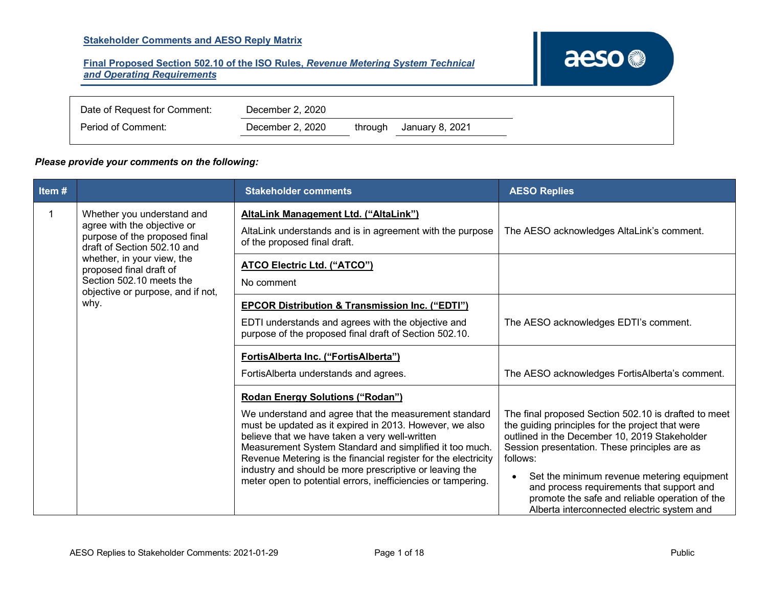**Stakeholder Comments and AESO Reply Matrix**

**Final Proposed Section 502.10 of the ISO Rules, *Revenue Metering System Technical and Operating Requirements***

| | | | |
|---|---|---|---|
| Date of Request for Comment: | December 2, 2020 | | |
| Period of Comment: | December 2, 2020 | through | January 8, 2021 |

***Please provide your comments on the following:***

| Item # | | Stakeholder comments | AESO Replies |
|---|---|---|---|
| 1 | Whether you understand and agree with the objective or purpose of the proposed final draft of Section 502.10 and whether, in your view, the proposed final draft of Section 502.10 meets the objective or purpose, and if not, why. | **AltaLink Management Ltd. (“AltaLink”)**<br>AltaLink understands and is in agreement with the purpose of the proposed final draft. | The AESO acknowledges AltaLink’s comment. |
| | | **ATCO Electric Ltd. (“ATCO”)**<br>No comment | |
| | | **EPCOR Distribution & Transmission Inc. (“EDTI”)**<br>EDTI understands and agrees with the objective and purpose of the proposed final draft of Section 502.10. | The AESO acknowledges EDTI’s comment. |
| | | **FortisAlberta Inc. (“FortisAlberta”)**<br>FortisAlberta understands and agrees. | The AESO acknowledges FortisAlberta’s comment. |
| | | **Rodan Energy Solutions (“Rodan”)**<br>We understand and agree that the measurement standard must be updated as it expired in 2013. However, we also believe that we have taken a very well-written Measurement System Standard and simplified it too much. Revenue Metering is the financial register for the electricity industry and should be more prescriptive or leaving the meter open to potential errors, inefficiencies or tampering. | The final proposed Section 502.10 is drafted to meet the guiding principles for the project that were outlined in the December 10, 2019 Stakeholder Session presentation. These principles are as follows:<br>• Set the minimum revenue metering equipment and process requirements that support and promote the safe and reliable operation of the Alberta interconnected electric system and |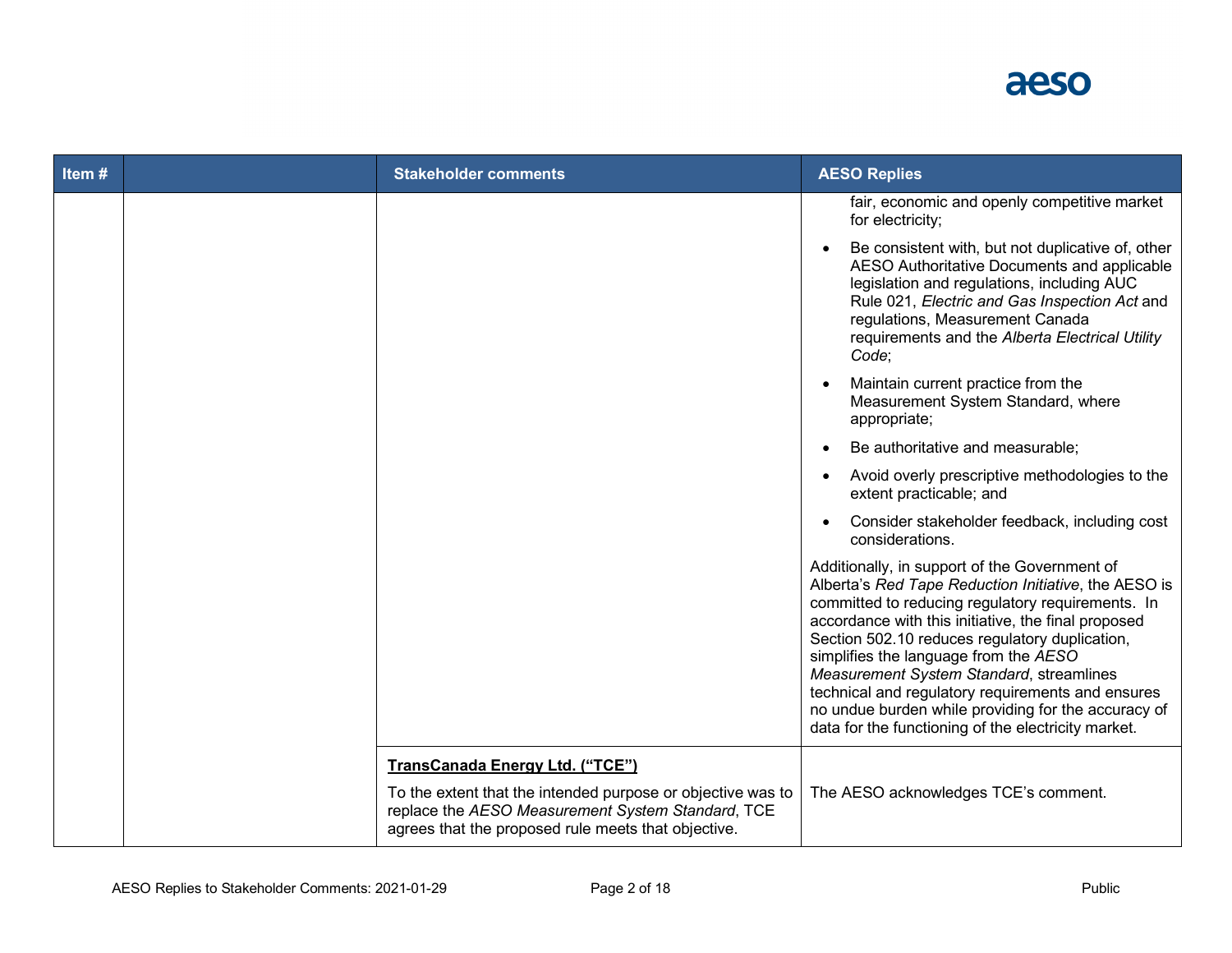| Item # | | Stakeholder comments | AESO Replies |
|---|---|---|---|
| | | | fair, economic and openly competitive market for electricity;<br>• Be consistent with, but not duplicative of, other AESO Authoritative Documents and applicable legislation and regulations, including AUC Rule 021, *Electric and Gas Inspection Act* and regulations, Measurement Canada requirements and the *Alberta Electrical Utility Code*;<br>• Maintain current practice from the Measurement System Standard, where appropriate;<br>• Be authoritative and measurable;<br>• Avoid overly prescriptive methodologies to the extent practicable; and<br>• Consider stakeholder feedback, including cost considerations.<br>Additionally, in support of the Government of Alberta's *Red Tape Reduction Initiative*, the AESO is committed to reducing regulatory requirements. In accordance with this initiative, the final proposed Section 502.10 reduces regulatory duplication, simplifies the language from the *AESO Measurement System Standard*, streamlines technical and regulatory requirements and ensures no undue burden while providing for the accuracy of data for the functioning of the electricity market. |
| | | **TransCanada Energy Ltd. ("TCE")**<br>To the extent that the intended purpose or objective was to replace the *AESO Measurement System Standard*, TCE agrees that the proposed rule meets that objective. | The AESO acknowledges TCE's comment. |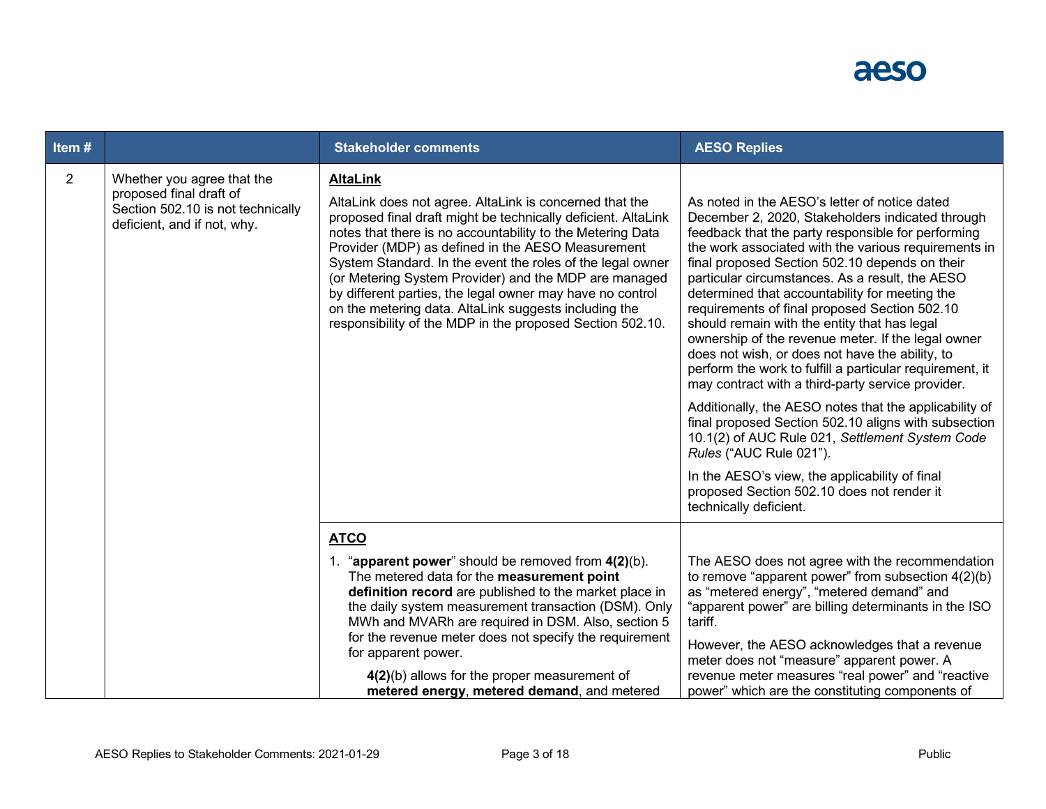| Item # | | Stakeholder comments | AESO Replies |
|---|---|---|---|
| 2 | Whether you agree that the proposed final draft of Section 502.10 is not technically deficient, and if not, why. | **AltaLink**<br><br>AltaLink does not agree. AltaLink is concerned that the proposed final draft might be technically deficient. AltaLink notes that there is no accountability to the Metering Data Provider (MDP) as defined in the AESO Measurement System Standard. In the event the roles of the legal owner (or Metering System Provider) and the MDP are managed by different parties, the legal owner may have no control on the metering data. AltaLink suggests including the responsibility of the MDP in the proposed Section 502.10. | As noted in the AESO's letter of notice dated December 2, 2020, Stakeholders indicated through feedback that the party responsible for performing the work associated with the various requirements in final proposed Section 502.10 depends on their particular circumstances. As a result, the AESO determined that accountability for meeting the requirements of final proposed Section 502.10 should remain with the entity that has legal ownership of the revenue meter. If the legal owner does not wish, or does not have the ability, to perform the work to fulfill a particular requirement, it may contract with a third-party service provider.<br><br>Additionally, the AESO notes that the applicability of final proposed Section 502.10 aligns with subsection 10.1(2) of AUC Rule 021, *Settlement System Code Rules* ("AUC Rule 021").<br><br>In the AESO's view, the applicability of final proposed Section 502.10 does not render it technically deficient. |
| | | **ATCO**<br><br>1. "**apparent power**" should be removed from **4(2)**(b). The metered data for the **measurement point definition record** are published to the market place in the daily system measurement transaction (DSM). Only MWh and MVARh are required in DSM. Also, section 5 for the revenue meter does not specify the requirement for apparent power.<br><br>**4(2)**(b) allows for the proper measurement of **metered energy**, **metered demand**, and metered | The AESO does not agree with the recommendation to remove "apparent power" from subsection 4(2)(b) as "metered energy", "metered demand" and "apparent power" are billing determinants in the ISO tariff.<br><br>However, the AESO acknowledges that a revenue meter does not "measure" apparent power. A revenue meter measures "real power" and "reactive power" which are the constituting components of |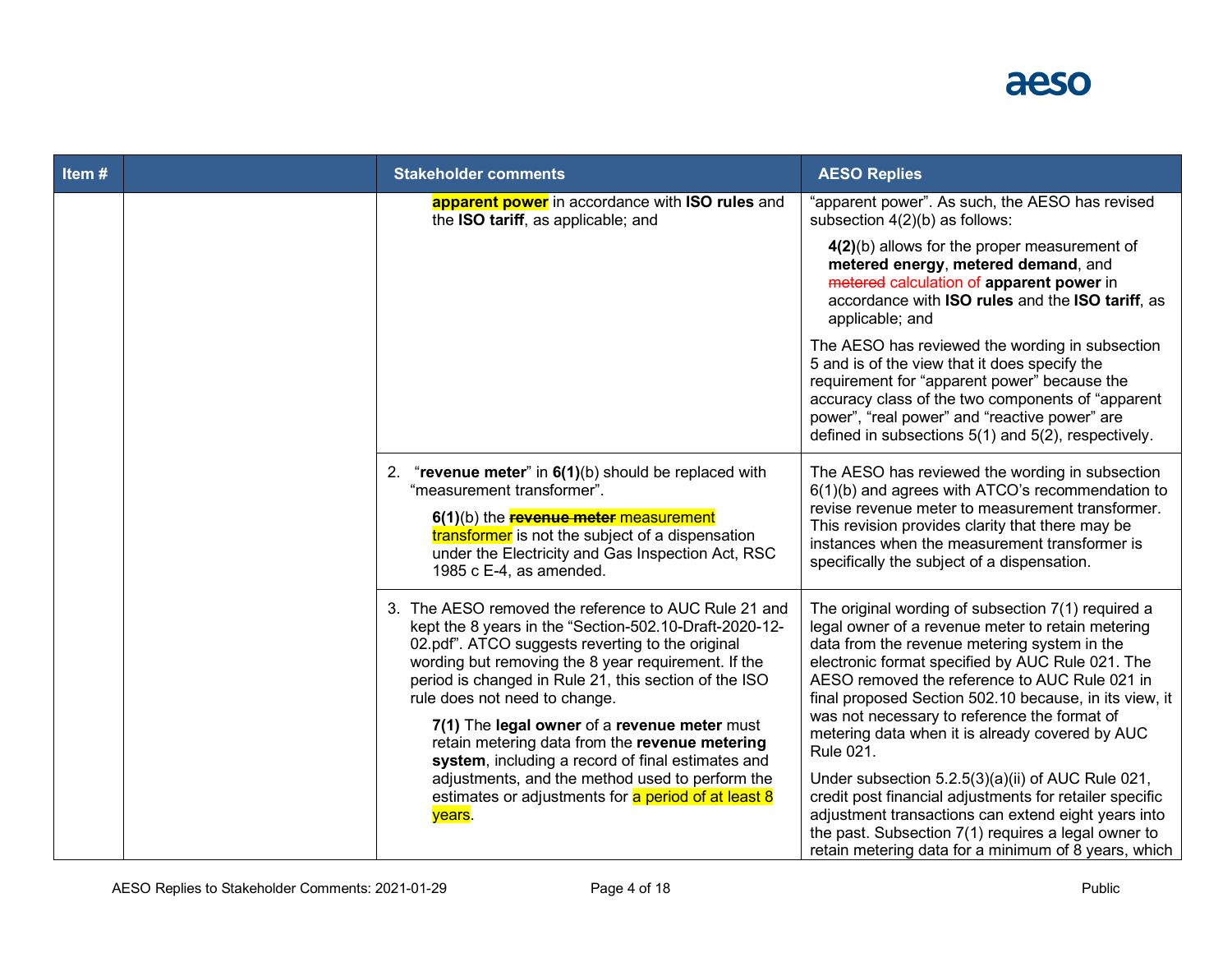| Item # | | Stakeholder comments | AESO Replies |
|---|---|---|---|
| | | **apparent power** in accordance with **ISO rules** and the **ISO tariff**, as applicable; and | "apparent power". As such, the AESO has revised subsection 4(2)(b) as follows:<br><br>**4(2)**(b) allows for the proper measurement of **metered energy**, **metered demand**, and ~~metered~~ calculation of **apparent power** in accordance with **ISO rules** and the **ISO tariff**, as applicable; and<br><br>The AESO has reviewed the wording in subsection 5 and is of the view that it does specify the requirement for "apparent power" because the accuracy class of the two components of "apparent power", "real power" and "reactive power" are defined in subsections 5(1) and 5(2), respectively. |
| | | 2. "**revenue meter**" in **6(1)**(b) should be replaced with "measurement transformer".<br><br>**6(1)**(b) the ~~**revenue meter**~~ measurement transformer is not the subject of a dispensation under the Electricity and Gas Inspection Act, RSC 1985 c E-4, as amended. | The AESO has reviewed the wording in subsection 6(1)(b) and agrees with ATCO's recommendation to revise revenue meter to measurement transformer. This revision provides clarity that there may be instances when the measurement transformer is specifically the subject of a dispensation. |
| | | 3. The AESO removed the reference to AUC Rule 21 and kept the 8 years in the "Section-502.10-Draft-2020-12-02.pdf". ATCO suggests reverting to the original wording but removing the 8 year requirement. If the period is changed in Rule 21, this section of the ISO rule does not need to change.<br><br>**7(1)** The **legal owner** of a **revenue meter** must retain metering data from the **revenue metering system**, including a record of final estimates and adjustments, and the method used to perform the estimates or adjustments for a period of at least 8 years. | The original wording of subsection 7(1) required a legal owner of a revenue meter to retain metering data from the revenue metering system in the electronic format specified by AUC Rule 021. The AESO removed the reference to AUC Rule 021 in final proposed Section 502.10 because, in its view, it was not necessary to reference the format of metering data when it is already covered by AUC Rule 021.<br><br>Under subsection 5.2.5(3)(a)(ii) of AUC Rule 021, credit post financial adjustments for retailer specific adjustment transactions can extend eight years into the past. Subsection 7(1) requires a legal owner to retain metering data for a minimum of 8 years, which |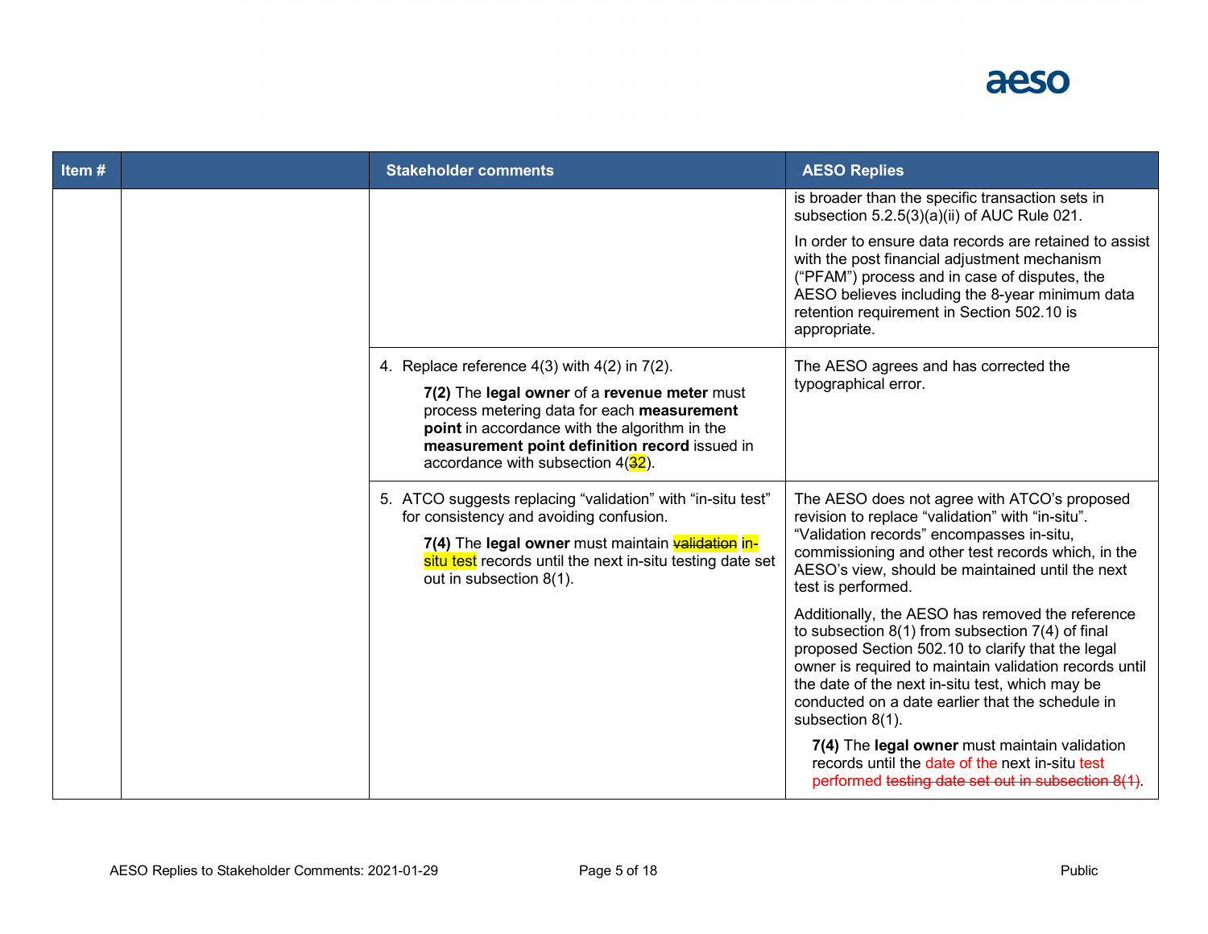| Item # | | Stakeholder comments | AESO Replies |
|---|---|---|---|
| | | | is broader than the specific transaction sets in subsection 5.2.5(3)(a)(ii) of AUC Rule 021.<br><br>In order to ensure data records are retained to assist with the post financial adjustment mechanism ("PFAM") process and in case of disputes, the AESO believes including the 8-year minimum data retention requirement in Section 502.10 is appropriate. |
| | | 4. Replace reference 4(3) with 4(2) in 7(2).<br><br>**7(2)** The **legal owner** of a **revenue meter** must process metering data for each **measurement point** in accordance with the algorithm in the **measurement point definition record** issued in accordance with subsection 4(~~3~~2). | The AESO agrees and has corrected the typographical error. |
| | | 5. ATCO suggests replacing "validation" with "in-situ test" for consistency and avoiding confusion.<br><br>**7(4)** The **legal owner** must maintain ~~validation~~ in-situ test records until the next in-situ testing date set out in subsection 8(1). | The AESO does not agree with ATCO's proposed revision to replace "validation" with "in-situ". "Validation records" encompasses in-situ, commissioning and other test records which, in the AESO's view, should be maintained until the next test is performed.<br><br>Additionally, the AESO has removed the reference to subsection 8(1) from subsection 7(4) of final proposed Section 502.10 to clarify that the legal owner is required to maintain validation records until the date of the next in-situ test, which may be conducted on a date earlier that the schedule in subsection 8(1).<br><br>**7(4)** The **legal owner** must maintain validation records until the date of the next in-situ test performed ~~testing date set out in subsection 8(1)~~. |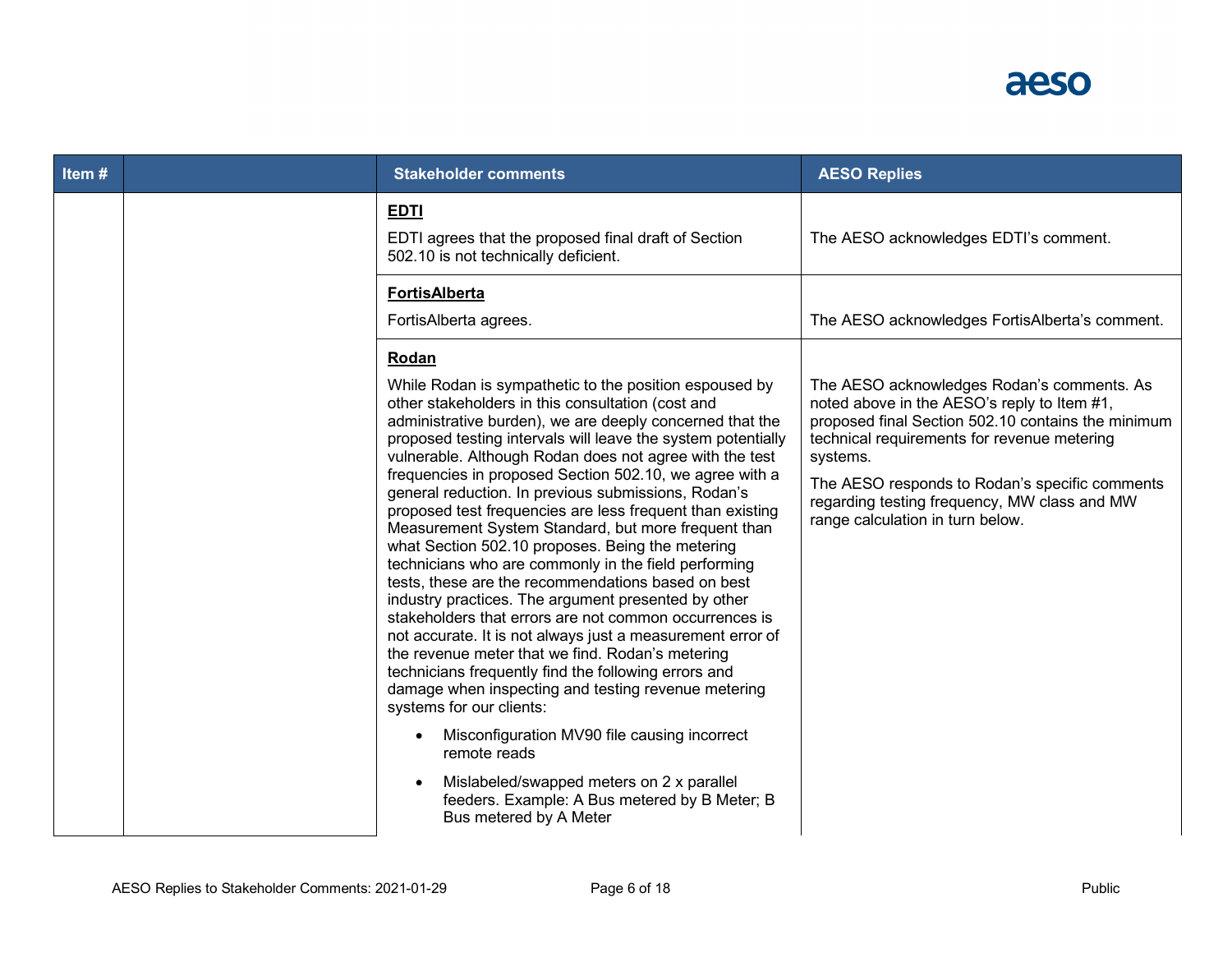| Item # | | Stakeholder comments | AESO Replies |
|---|---|---|---|
| | | **EDTI**<br><br>EDTI agrees that the proposed final draft of Section 502.10 is not technically deficient. | The AESO acknowledges EDTI's comment. |
| | | **FortisAlberta**<br><br>FortisAlberta agrees. | The AESO acknowledges FortisAlberta's comment. |
| | | **Rodan**<br><br>While Rodan is sympathetic to the position espoused by other stakeholders in this consultation (cost and administrative burden), we are deeply concerned that the proposed testing intervals will leave the system potentially vulnerable. Although Rodan does not agree with the test frequencies in proposed Section 502.10, we agree with a general reduction. In previous submissions, Rodan's proposed test frequencies are less frequent than existing Measurement System Standard, but more frequent than what Section 502.10 proposes. Being the metering technicians who are commonly in the field performing tests, these are the recommendations based on best industry practices. The argument presented by other stakeholders that errors are not common occurrences is not accurate. It is not always just a measurement error of the revenue meter that we find. Rodan's metering technicians frequently find the following errors and damage when inspecting and testing revenue metering systems for our clients:<br><br>• Misconfiguration MV90 file causing incorrect remote reads<br><br>• Mislabeled/swapped meters on 2 x parallel feeders. Example: A Bus metered by B Meter; B Bus metered by A Meter | The AESO acknowledges Rodan's comments. As noted above in the AESO's reply to Item #1, proposed final Section 502.10 contains the minimum technical requirements for revenue metering systems.<br><br>The AESO responds to Rodan's specific comments regarding testing frequency, MW class and MW range calculation in turn below. |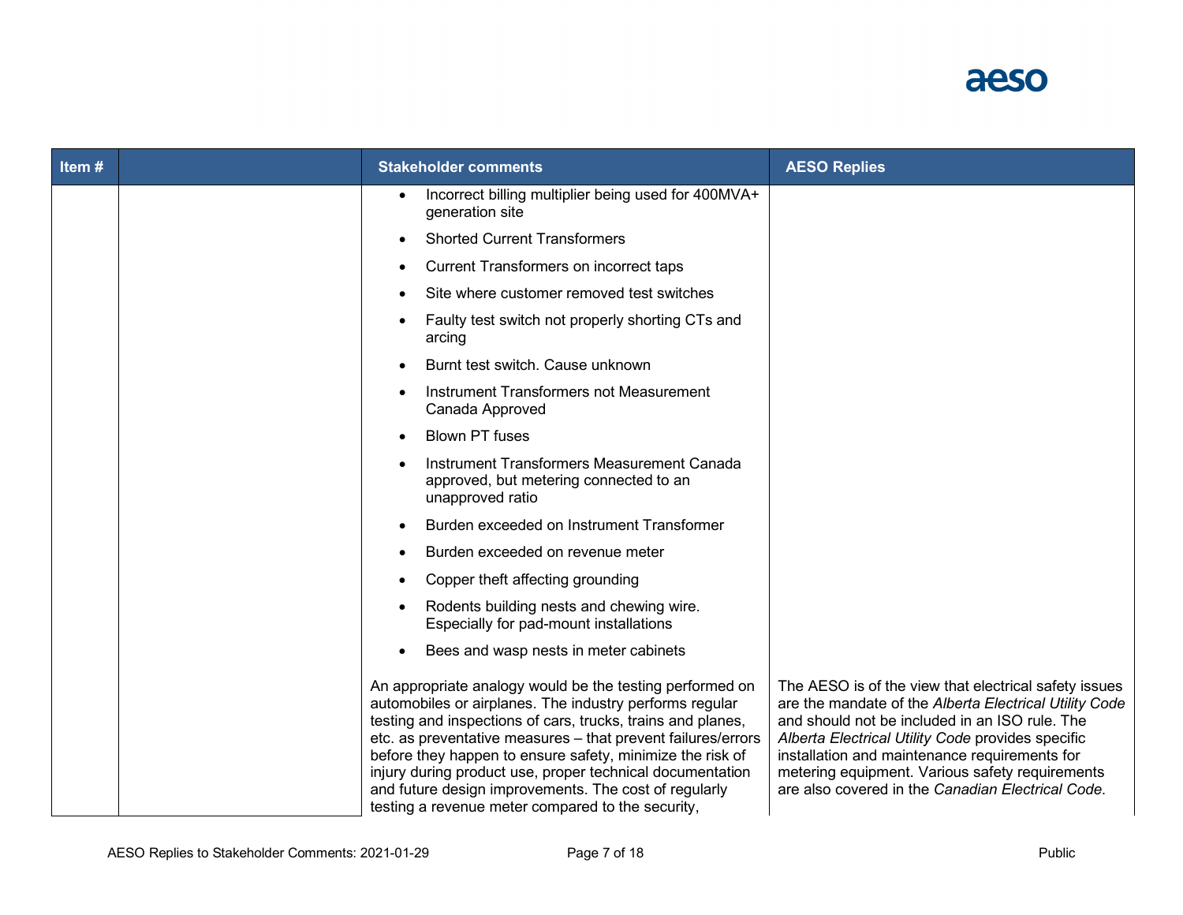| Item # | | Stakeholder comments | AESO Replies |
|---|---|---|---|
| | | • Incorrect billing multiplier being used for 400MVA+ generation site<br>• Shorted Current Transformers<br>• Current Transformers on incorrect taps<br>• Site where customer removed test switches<br>• Faulty test switch not properly shorting CTs and arcing<br>• Burnt test switch. Cause unknown<br>• Instrument Transformers not Measurement Canada Approved<br>• Blown PT fuses<br>• Instrument Transformers Measurement Canada approved, but metering connected to an unapproved ratio<br>• Burden exceeded on Instrument Transformer<br>• Burden exceeded on revenue meter<br>• Copper theft affecting grounding<br>• Rodents building nests and chewing wire. Especially for pad-mount installations<br>• Bees and wasp nests in meter cabinets | |
| | | An appropriate analogy would be the testing performed on automobiles or airplanes. The industry performs regular testing and inspections of cars, trucks, trains and planes, etc. as preventative measures – that prevent failures/errors before they happen to ensure safety, minimize the risk of injury during product use, proper technical documentation and future design improvements. The cost of regularly testing a revenue meter compared to the security, | The AESO is of the view that electrical safety issues are the mandate of the *Alberta Electrical Utility Code* and should not be included in an ISO rule. The *Alberta Electrical Utility Code* provides specific installation and maintenance requirements for metering equipment. Various safety requirements are also covered in the *Canadian Electrical Code*. |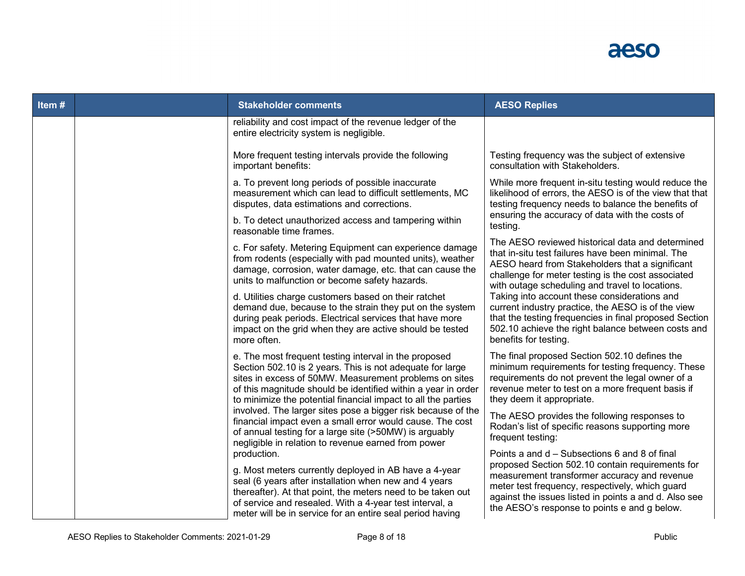| Item # | | Stakeholder comments | AESO Replies |
|---|---|---|---|
| | | reliability and cost impact of the revenue ledger of the entire electricity system is negligible.<br><br>More frequent testing intervals provide the following important benefits:<br><br>a. To prevent long periods of possible inaccurate measurement which can lead to difficult settlements, MC disputes, data estimations and corrections.<br><br>b. To detect unauthorized access and tampering within reasonable time frames.<br><br>c. For safety. Metering Equipment can experience damage from rodents (especially with pad mounted units), weather damage, corrosion, water damage, etc. that can cause the units to malfunction or become safety hazards.<br><br>d. Utilities charge customers based on their ratchet demand due, because to the strain they put on the system during peak periods. Electrical services that have more impact on the grid when they are active should be tested more often.<br><br>e. The most frequent testing interval in the proposed Section 502.10 is 2 years. This is not adequate for large sites in excess of 50MW. Measurement problems on sites of this magnitude should be identified within a year in order to minimize the potential financial impact to all the parties involved. The larger sites pose a bigger risk because of the financial impact even a small error would cause. The cost of annual testing for a large site (>50MW) is arguably negligible in relation to revenue earned from power production.<br><br>g. Most meters currently deployed in AB have a 4-year seal (6 years after installation when new and 4 years thereafter). At that point, the meters need to be taken out of service and resealed. With a 4-year test interval, a meter will be in service for an entire seal period having | Testing frequency was the subject of extensive consultation with Stakeholders.<br><br>While more frequent in-situ testing would reduce the likelihood of errors, the AESO is of the view that that testing frequency needs to balance the benefits of ensuring the accuracy of data with the costs of testing.<br><br>The AESO reviewed historical data and determined that in-situ test failures have been minimal. The AESO heard from Stakeholders that a significant challenge for meter testing is the cost associated with outage scheduling and travel to locations. Taking into account these considerations and current industry practice, the AESO is of the view that the testing frequencies in final proposed Section 502.10 achieve the right balance between costs and benefits for testing.<br><br>The final proposed Section 502.10 defines the minimum requirements for testing frequency. These requirements do not prevent the legal owner of a revenue meter to test on a more frequent basis if they deem it appropriate.<br><br>The AESO provides the following responses to Rodan's list of specific reasons supporting more frequent testing:<br><br>Points a and d – Subsections 6 and 8 of final proposed Section 502.10 contain requirements for measurement transformer accuracy and revenue meter test frequency, respectively, which guard against the issues listed in points a and d. Also see the AESO's response to points e and g below. |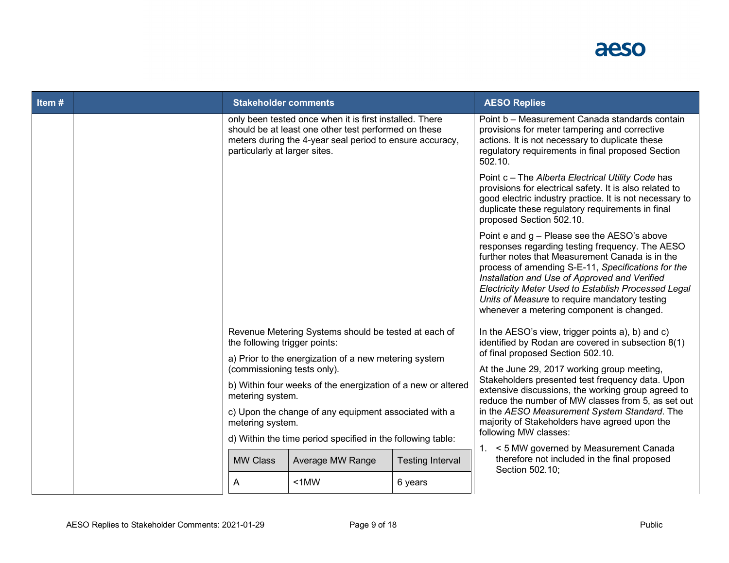| Item # | | Stakeholder comments | AESO Replies |
|---|---|---|---|
| | | only been tested once when it is first installed. There should be at least one other test performed on these meters during the 4-year seal period to ensure accuracy, particularly at larger sites. | Point b – Measurement Canada standards contain provisions for meter tampering and corrective actions. It is not necessary to duplicate these regulatory requirements in final proposed Section 502.10.<br><br>Point c – The *Alberta Electrical Utility Code* has provisions for electrical safety. It is also related to good electric industry practice. It is not necessary to duplicate these regulatory requirements in final proposed Section 502.10.<br><br>Point e and g – Please see the AESO's above responses regarding testing frequency. The AESO further notes that Measurement Canada is in the process of amending S-E-11, *Specifications for the Installation and Use of Approved and Verified Electricity Meter Used to Establish Processed Legal Units of Measure* to require mandatory testing whenever a metering component is changed. |
| | | Revenue Metering Systems should be tested at each of the following trigger points:<br><br>a) Prior to the energization of a new metering system (commissioning tests only).<br><br>b) Within four weeks of the energization of a new or altered metering system.<br><br>c) Upon the change of any equipment associated with a metering system.<br><br>d) Within the time period specified in the following table:<br><br>MW Class / Average MW Range / Testing Interval<br>A / <1MW / 6 years | In the AESO's view, trigger points a), b) and c) identified by Rodan are covered in subsection 8(1) of final proposed Section 502.10.<br><br>At the June 29, 2017 working group meeting, Stakeholders presented test frequency data. Upon extensive discussions, the working group agreed to reduce the number of MW classes from 5, as set out in the *AESO Measurement System Standard*. The majority of Stakeholders have agreed upon the following MW classes:<br><br>1. < 5 MW governed by Measurement Canada therefore not included in the final proposed Section 502.10; |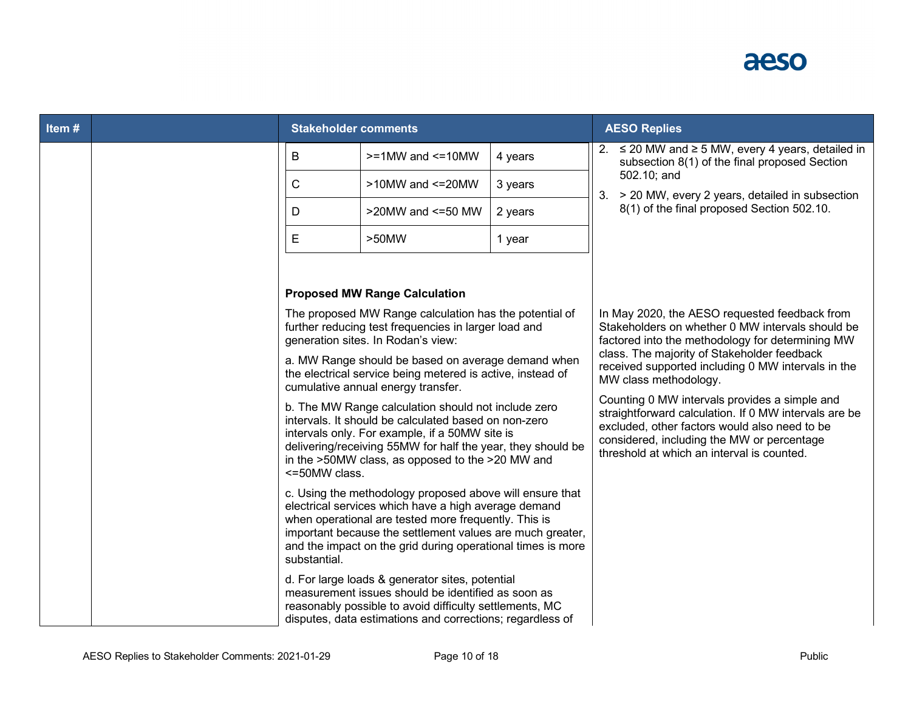| Item # | | Stakeholder comments | AESO Replies |
|---|---|---|---|
| | | <table><tr><td>B</td><td>>=1MW and <=10MW</td><td>4 years</td></tr><tr><td>C</td><td>>10MW and <=20MW</td><td>3 years</td></tr><tr><td>D</td><td>>20MW and <=50 MW</td><td>2 years</td></tr><tr><td>E</td><td>>50MW</td><td>1 year</td></tr></table> | 2. ≤ 20 MW and ≥ 5 MW, every 4 years, detailed in subsection 8(1) of the final proposed Section 502.10; and<br>3. > 20 MW, every 2 years, detailed in subsection 8(1) of the final proposed Section 502.10. |
| | | **Proposed MW Range Calculation**<br><br>The proposed MW Range calculation has the potential of further reducing test frequencies in larger load and generation sites. In Rodan's view:<br><br>a. MW Range should be based on average demand when the electrical service being metered is active, instead of cumulative annual energy transfer.<br><br>b. The MW Range calculation should not include zero intervals. It should be calculated based on non-zero intervals only. For example, if a 50MW site is delivering/receiving 55MW for half the year, they should be in the >50MW class, as opposed to the >20 MW and <=50MW class.<br><br>c. Using the methodology proposed above will ensure that electrical services which have a high average demand when operational are tested more frequently. This is important because the settlement values are much greater, and the impact on the grid during operational times is more substantial.<br><br>d. For large loads & generator sites, potential measurement issues should be identified as soon as reasonably possible to avoid difficulty settlements, MC disputes, data estimations and corrections; regardless of | In May 2020, the AESO requested feedback from Stakeholders on whether 0 MW intervals should be factored into the methodology for determining MW class. The majority of Stakeholder feedback received supported including 0 MW intervals in the MW class methodology.<br><br>Counting 0 MW intervals provides a simple and straightforward calculation. If 0 MW intervals are be excluded, other factors would also need to be considered, including the MW or percentage threshold at which an interval is counted. |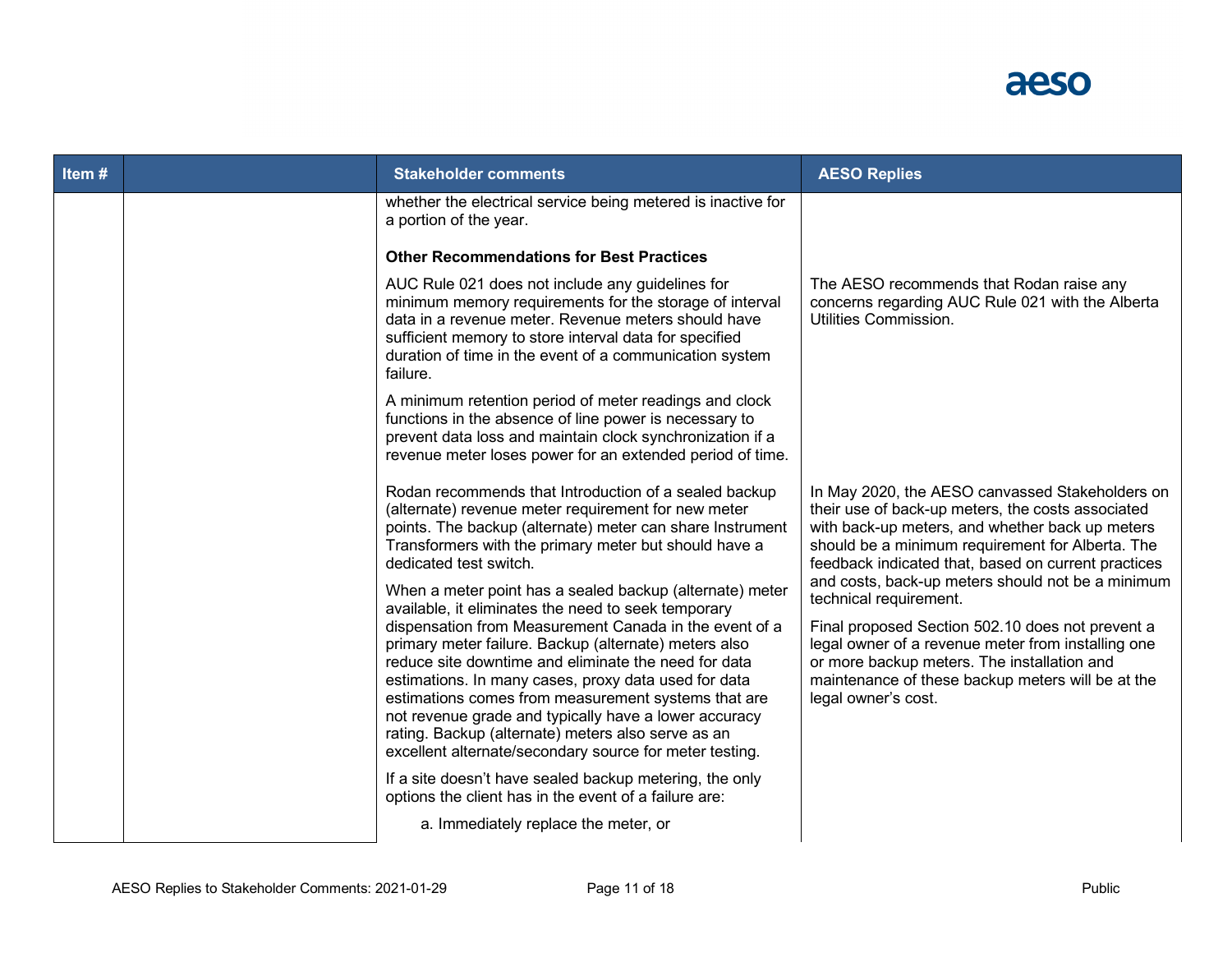| Item # | | Stakeholder comments | AESO Replies |
|---|---|---|---|
| | | whether the electrical service being metered is inactive for a portion of the year.<br><br>**Other Recommendations for Best Practices**<br><br>AUC Rule 021 does not include any guidelines for minimum memory requirements for the storage of interval data in a revenue meter. Revenue meters should have sufficient memory to store interval data for specified duration of time in the event of a communication system failure.<br><br>A minimum retention period of meter readings and clock functions in the absence of line power is necessary to prevent data loss and maintain clock synchronization if a revenue meter loses power for an extended period of time. | The AESO recommends that Rodan raise any concerns regarding AUC Rule 021 with the Alberta Utilities Commission. |
| | | Rodan recommends that Introduction of a sealed backup (alternate) revenue meter requirement for new meter points. The backup (alternate) meter can share Instrument Transformers with the primary meter but should have a dedicated test switch.<br><br>When a meter point has a sealed backup (alternate) meter available, it eliminates the need to seek temporary dispensation from Measurement Canada in the event of a primary meter failure. Backup (alternate) meters also reduce site downtime and eliminate the need for data estimations. In many cases, proxy data used for data estimations comes from measurement systems that are not revenue grade and typically have a lower accuracy rating. Backup (alternate) meters also serve as an excellent alternate/secondary source for meter testing.<br><br>If a site doesn't have sealed backup metering, the only options the client has in the event of a failure are:<br><br>a. Immediately replace the meter, or | In May 2020, the AESO canvassed Stakeholders on their use of back-up meters, the costs associated with back-up meters, and whether back up meters should be a minimum requirement for Alberta. The feedback indicated that, based on current practices and costs, back-up meters should not be a minimum technical requirement.<br><br>Final proposed Section 502.10 does not prevent a legal owner of a revenue meter from installing one or more backup meters. The installation and maintenance of these backup meters will be at the legal owner's cost. |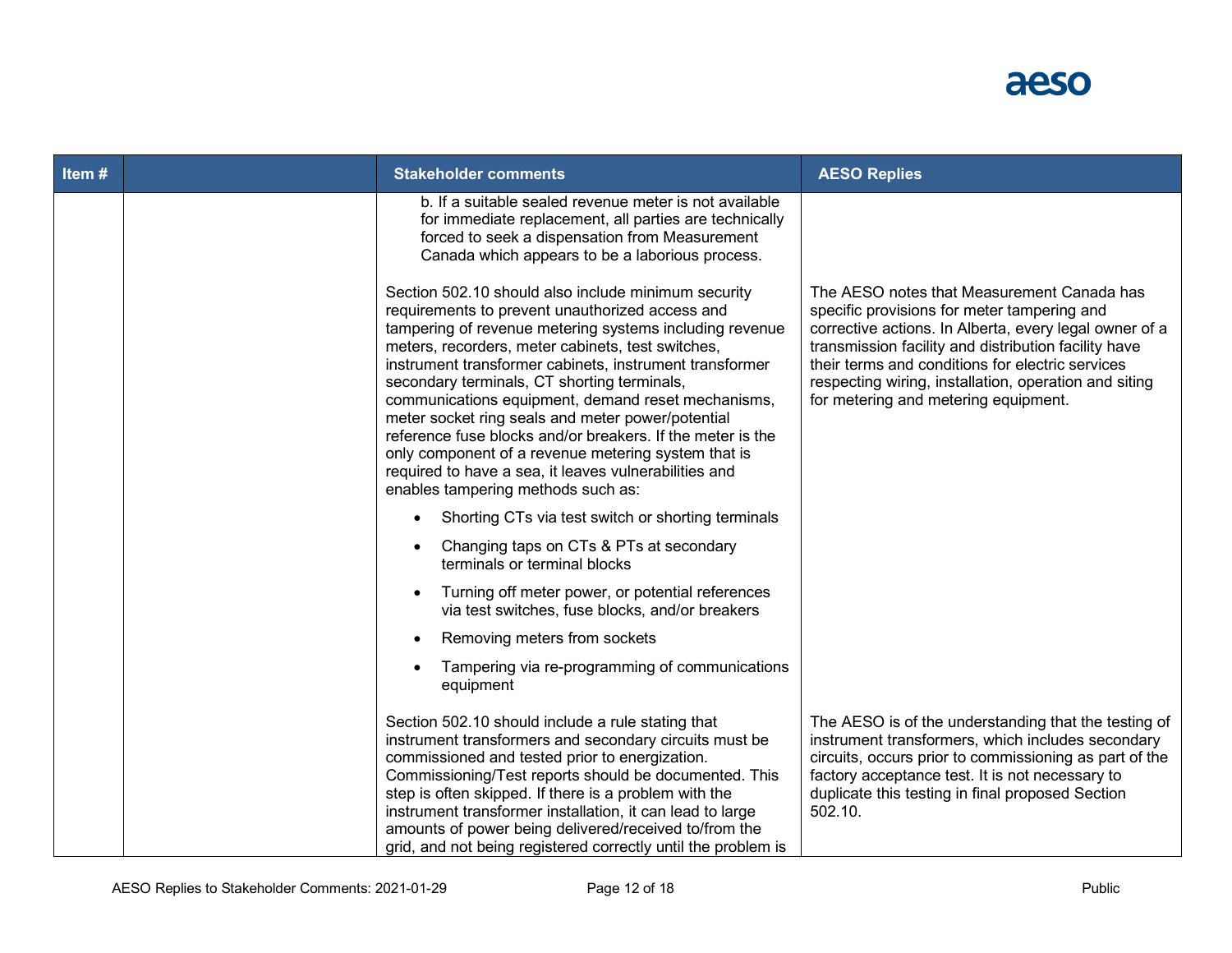| Item # | | Stakeholder comments | AESO Replies |
|---|---|---|---|
| | | b. If a suitable sealed revenue meter is not available for immediate replacement, all parties are technically forced to seek a dispensation from Measurement Canada which appears to be a laborious process. | |
| | | Section 502.10 should also include minimum security requirements to prevent unauthorized access and tampering of revenue metering systems including revenue meters, recorders, meter cabinets, test switches, instrument transformer cabinets, instrument transformer secondary terminals, CT shorting terminals, communications equipment, demand reset mechanisms, meter socket ring seals and meter power/potential reference fuse blocks and/or breakers. If the meter is the only component of a revenue metering system that is required to have a sea, it leaves vulnerabilities and enables tampering methods such as:<br>• Shorting CTs via test switch or shorting terminals<br>• Changing taps on CTs & PTs at secondary terminals or terminal blocks<br>• Turning off meter power, or potential references via test switches, fuse blocks, and/or breakers<br>• Removing meters from sockets<br>• Tampering via re-programming of communications equipment | The AESO notes that Measurement Canada has specific provisions for meter tampering and corrective actions. In Alberta, every legal owner of a transmission facility and distribution facility have their terms and conditions for electric services respecting wiring, installation, operation and siting for metering and metering equipment. |
| | | Section 502.10 should include a rule stating that instrument transformers and secondary circuits must be commissioned and tested prior to energization. Commissioning/Test reports should be documented. This step is often skipped. If there is a problem with the instrument transformer installation, it can lead to large amounts of power being delivered/received to/from the grid, and not being registered correctly until the problem is | The AESO is of the understanding that the testing of instrument transformers, which includes secondary circuits, occurs prior to commissioning as part of the factory acceptance test. It is not necessary to duplicate this testing in final proposed Section 502.10. |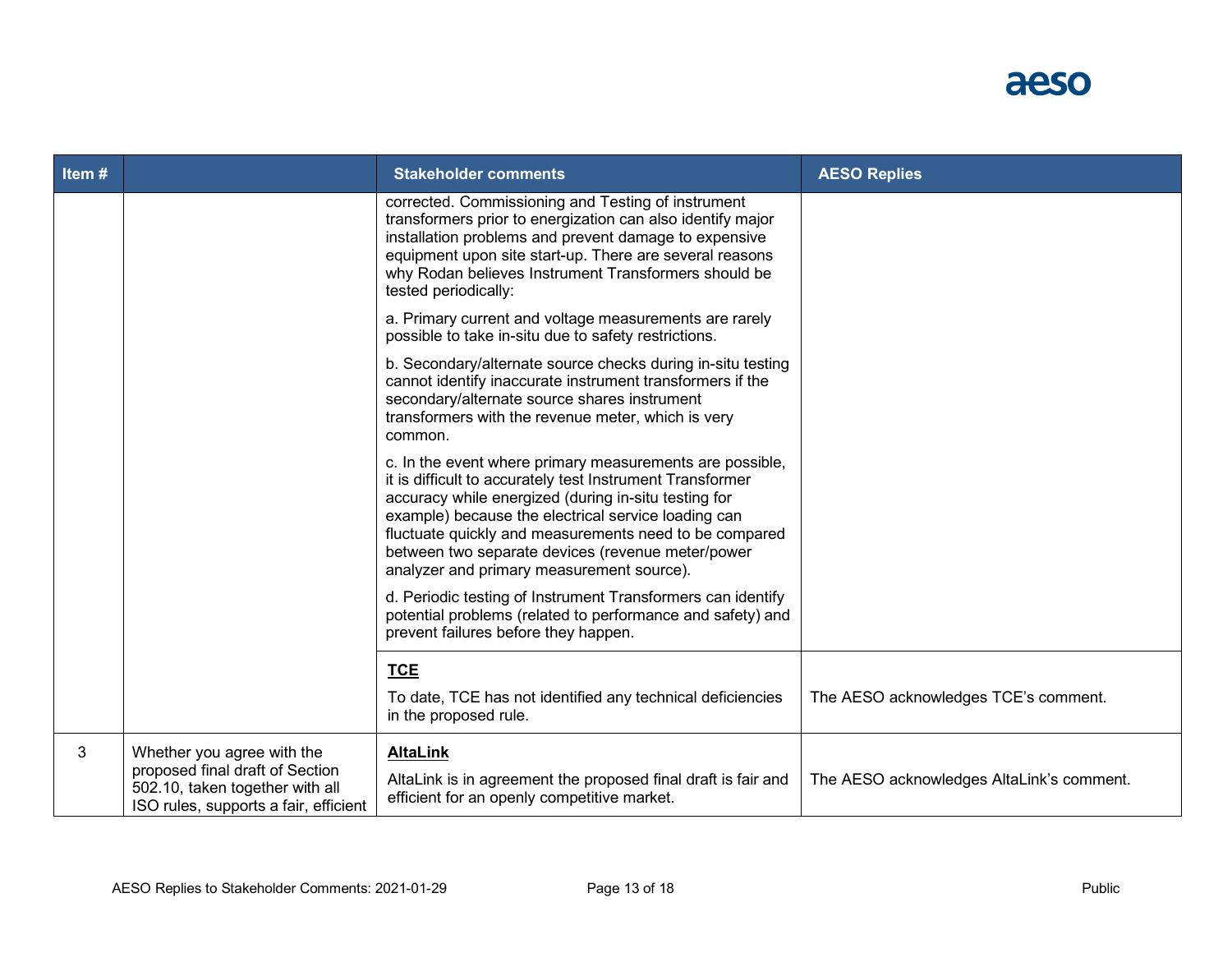| Item # | | Stakeholder comments | AESO Replies |
|---|---|---|---|
| | | corrected. Commissioning and Testing of instrument transformers prior to energization can also identify major installation problems and prevent damage to expensive equipment upon site start-up. There are several reasons why Rodan believes Instrument Transformers should be tested periodically:<br><br>a. Primary current and voltage measurements are rarely possible to take in-situ due to safety restrictions.<br><br>b. Secondary/alternate source checks during in-situ testing cannot identify inaccurate instrument transformers if the secondary/alternate source shares instrument transformers with the revenue meter, which is very common.<br><br>c. In the event where primary measurements are possible, it is difficult to accurately test Instrument Transformer accuracy while energized (during in-situ testing for example) because the electrical service loading can fluctuate quickly and measurements need to be compared between two separate devices (revenue meter/power analyzer and primary measurement source).<br><br>d. Periodic testing of Instrument Transformers can identify potential problems (related to performance and safety) and prevent failures before they happen. | |
| | | **TCE**<br><br>To date, TCE has not identified any technical deficiencies in the proposed rule. | The AESO acknowledges TCE's comment. |
| 3 | Whether you agree with the proposed final draft of Section 502.10, taken together with all ISO rules, supports a fair, efficient | **AltaLink**<br><br>AltaLink is in agreement the proposed final draft is fair and efficient for an openly competitive market. | The AESO acknowledges AltaLink's comment. |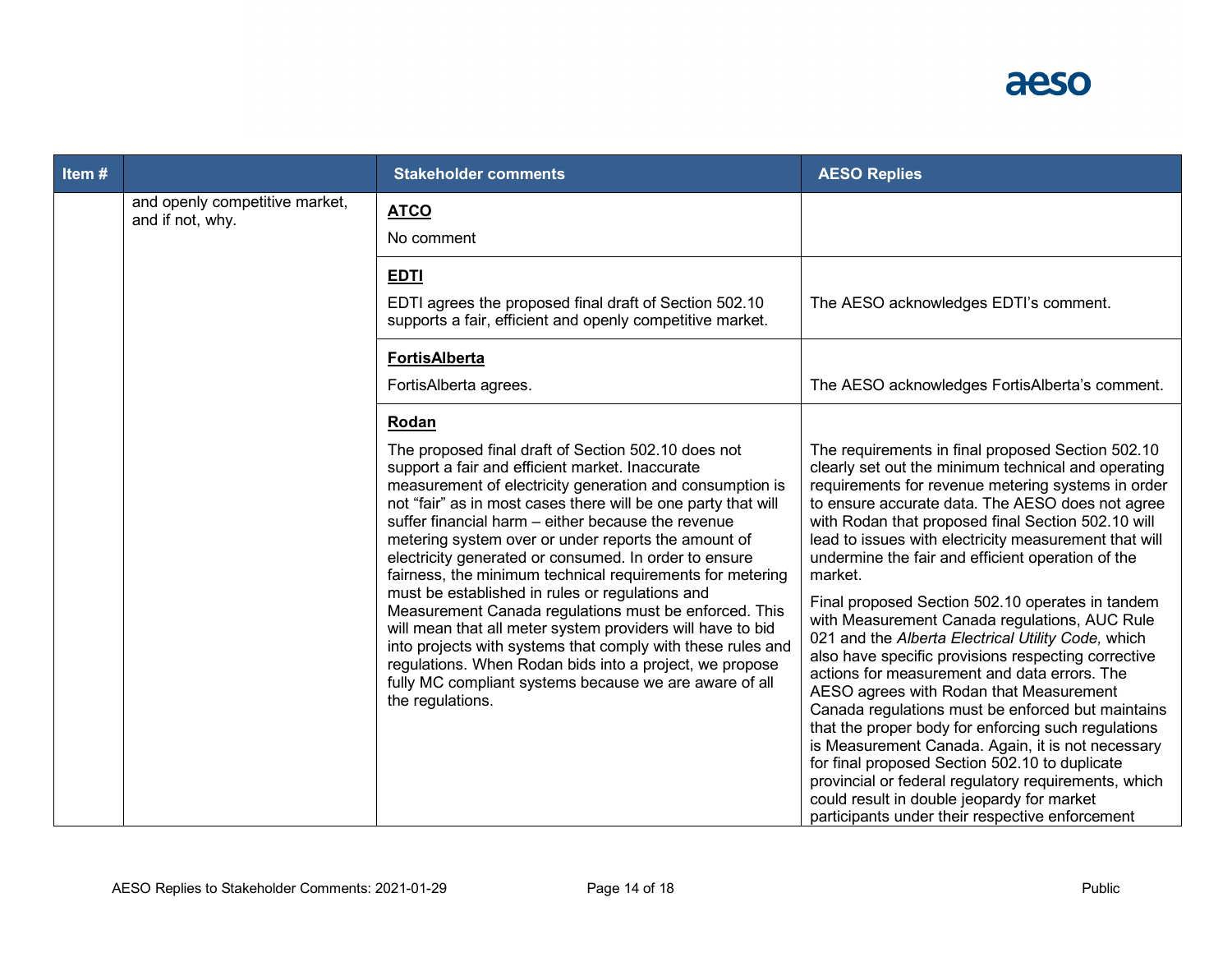| Item # | | Stakeholder comments | AESO Replies |
| --- | --- | --- | --- |
| | and openly competitive market, and if not, why. | **ATCO**<br><br>No comment | |
| | | **EDTI**<br><br>EDTI agrees the proposed final draft of Section 502.10 supports a fair, efficient and openly competitive market. | The AESO acknowledges EDTI's comment. |
| | | **FortisAlberta**<br><br>FortisAlberta agrees. | The AESO acknowledges FortisAlberta's comment. |
| | | **Rodan**<br><br>The proposed final draft of Section 502.10 does not support a fair and efficient market. Inaccurate measurement of electricity generation and consumption is not "fair" as in most cases there will be one party that will suffer financial harm – either because the revenue metering system over or under reports the amount of electricity generated or consumed. In order to ensure fairness, the minimum technical requirements for metering must be established in rules or regulations and Measurement Canada regulations must be enforced. This will mean that all meter system providers will have to bid into projects with systems that comply with these rules and regulations. When Rodan bids into a project, we propose fully MC compliant systems because we are aware of all the regulations. | The requirements in final proposed Section 502.10 clearly set out the minimum technical and operating requirements for revenue metering systems in order to ensure accurate data. The AESO does not agree with Rodan that proposed final Section 502.10 will lead to issues with electricity measurement that will undermine the fair and efficient operation of the market.<br><br>Final proposed Section 502.10 operates in tandem with Measurement Canada regulations, AUC Rule 021 and the *Alberta Electrical Utility Code,* which also have specific provisions respecting corrective actions for measurement and data errors. The AESO agrees with Rodan that Measurement Canada regulations must be enforced but maintains that the proper body for enforcing such regulations is Measurement Canada. Again, it is not necessary for final proposed Section 502.10 to duplicate provincial or federal regulatory requirements, which could result in double jeopardy for market participants under their respective enforcement |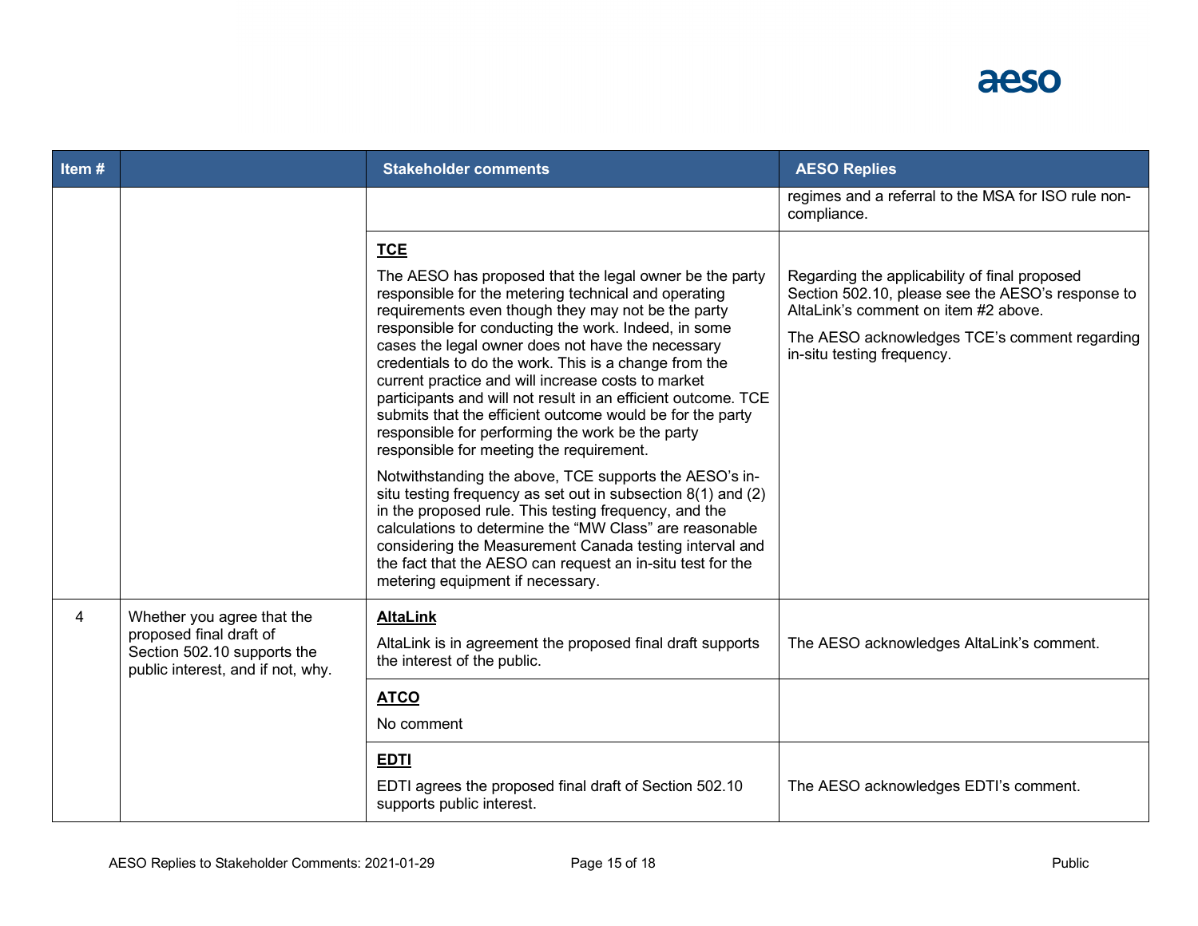| Item # | | Stakeholder comments | AESO Replies |
|---|---|---|---|
| | | | regimes and a referral to the MSA for ISO rule non-compliance. |
| | | **TCE**<br><br>The AESO has proposed that the legal owner be the party responsible for the metering technical and operating requirements even though they may not be the party responsible for conducting the work. Indeed, in some cases the legal owner does not have the necessary credentials to do the work. This is a change from the current practice and will increase costs to market participants and will not result in an efficient outcome. TCE submits that the efficient outcome would be for the party responsible for performing the work be the party responsible for meeting the requirement.<br><br>Notwithstanding the above, TCE supports the AESO's in-situ testing frequency as set out in subsection 8(1) and (2) in the proposed rule. This testing frequency, and the calculations to determine the "MW Class" are reasonable considering the Measurement Canada testing interval and the fact that the AESO can request an in-situ test for the metering equipment if necessary. | Regarding the applicability of final proposed Section 502.10, please see the AESO's response to AltaLink's comment on item #2 above.<br><br>The AESO acknowledges TCE's comment regarding in-situ testing frequency. |
| 4 | Whether you agree that the proposed final draft of Section 502.10 supports the public interest, and if not, why. | **AltaLink**<br><br>AltaLink is in agreement the proposed final draft supports the interest of the public. | The AESO acknowledges AltaLink's comment. |
| | | **ATCO**<br><br>No comment | |
| | | **EDTI**<br><br>EDTI agrees the proposed final draft of Section 502.10 supports public interest. | The AESO acknowledges EDTI's comment. |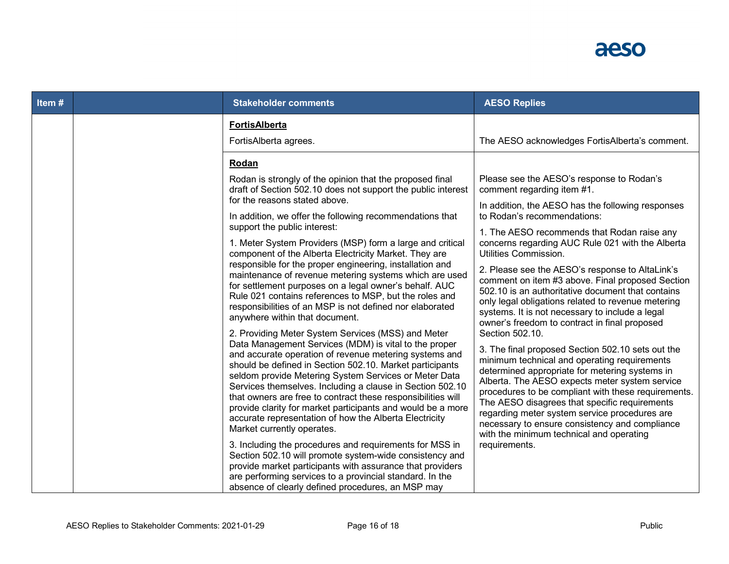| Item # | | Stakeholder comments | AESO Replies |
|---|---|---|---|
| | | **FortisAlberta**<br><br>FortisAlberta agrees. | The AESO acknowledges FortisAlberta's comment. |
| | | **Rodan**<br><br>Rodan is strongly of the opinion that the proposed final draft of Section 502.10 does not support the public interest for the reasons stated above.<br><br>In addition, we offer the following recommendations that support the public interest:<br><br>1. Meter System Providers (MSP) form a large and critical component of the Alberta Electricity Market. They are responsible for the proper engineering, installation and maintenance of revenue metering systems which are used for settlement purposes on a legal owner's behalf. AUC Rule 021 contains references to MSP, but the roles and responsibilities of an MSP is not defined nor elaborated anywhere within that document.<br><br>2. Providing Meter System Services (MSS) and Meter Data Management Services (MDM) is vital to the proper and accurate operation of revenue metering systems and should be defined in Section 502.10. Market participants seldom provide Metering System Services or Meter Data Services themselves. Including a clause in Section 502.10 that owners are free to contract these responsibilities will provide clarity for market participants and would be a more accurate representation of how the Alberta Electricity Market currently operates.<br><br>3. Including the procedures and requirements for MSS in Section 502.10 will promote system-wide consistency and provide market participants with assurance that providers are performing services to a provincial standard. In the absence of clearly defined procedures, an MSP may | Please see the AESO's response to Rodan's comment regarding item #1.<br><br>In addition, the AESO has the following responses to Rodan's recommendations:<br><br>1. The AESO recommends that Rodan raise any concerns regarding AUC Rule 021 with the Alberta Utilities Commission.<br><br>2. Please see the AESO's response to AltaLink's comment on item #3 above. Final proposed Section 502.10 is an authoritative document that contains only legal obligations related to revenue metering systems. It is not necessary to include a legal owner's freedom to contract in final proposed Section 502.10.<br><br>3. The final proposed Section 502.10 sets out the minimum technical and operating requirements determined appropriate for metering systems in Alberta. The AESO expects meter system service procedures to be compliant with these requirements. The AESO disagrees that specific requirements regarding meter system service procedures are necessary to ensure consistency and compliance with the minimum technical and operating requirements. |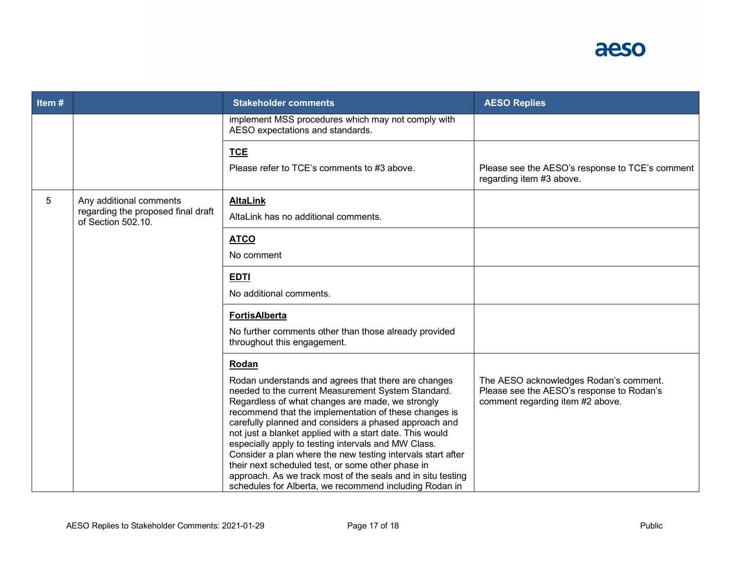| Item # | | Stakeholder comments | AESO Replies |
|---|---|---|---|
| | | implement MSS procedures which may not comply with AESO expectations and standards. | |
| | | **TCE**<br><br>Please refer to TCE's comments to #3 above. | Please see the AESO's response to TCE's comment regarding item #3 above. |
| 5 | Any additional comments regarding the proposed final draft of Section 502.10. | **AltaLink**<br><br>AltaLink has no additional comments. | |
| | | **ATCO**<br><br>No comment | |
| | | **EDTI**<br><br>No additional comments. | |
| | | **FortisAlberta**<br><br>No further comments other than those already provided throughout this engagement. | |
| | | **Rodan**<br><br>Rodan understands and agrees that there are changes needed to the current Measurement System Standard. Regardless of what changes are made, we strongly recommend that the implementation of these changes is carefully planned and considers a phased approach and not just a blanket applied with a start date. This would especially apply to testing intervals and MW Class. Consider a plan where the new testing intervals start after their next scheduled test, or some other phase in approach. As we track most of the seals and in situ testing schedules for Alberta, we recommend including Rodan in | The AESO acknowledges Rodan's comment. Please see the AESO's response to Rodan's comment regarding item #2 above. |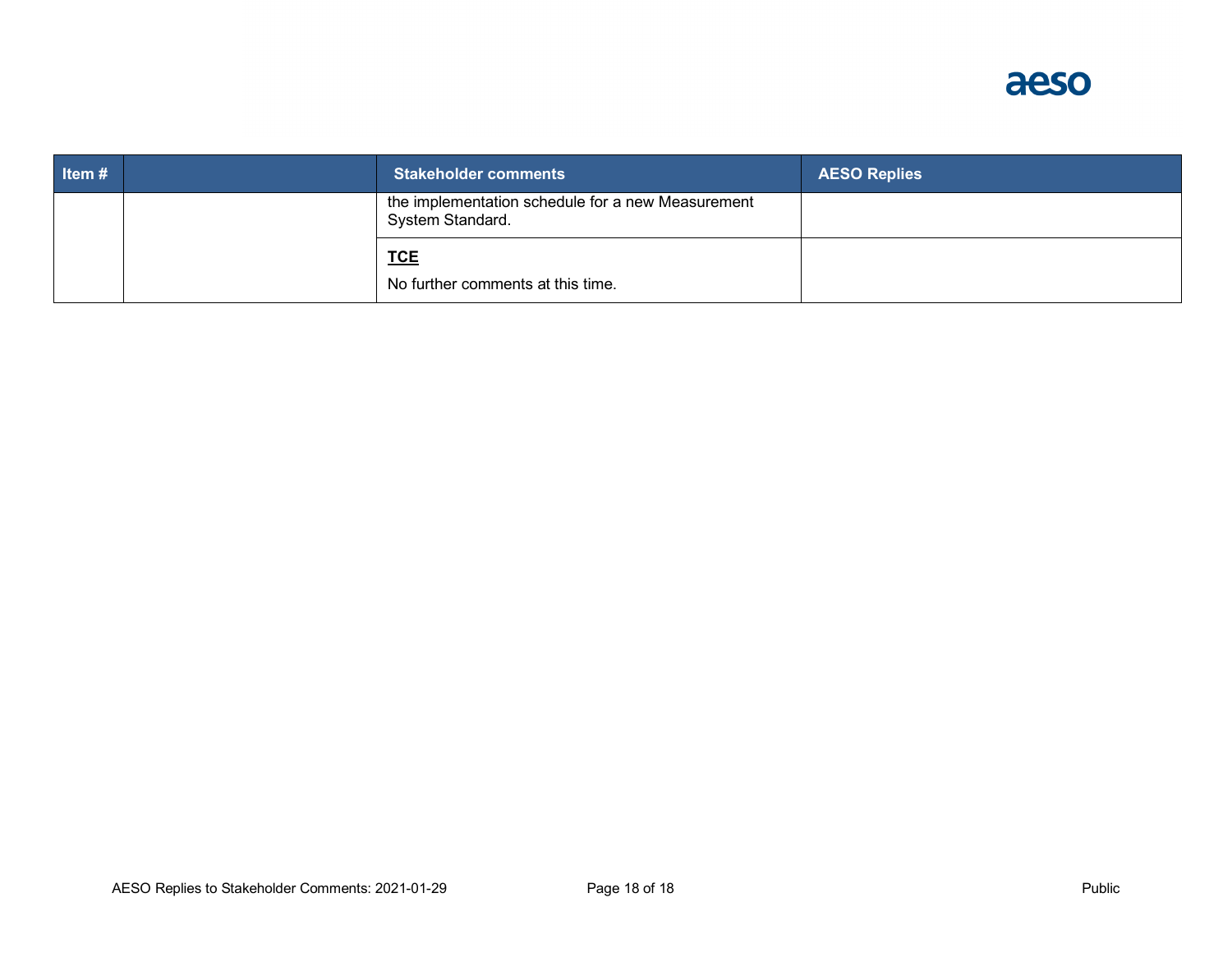| Item # | | Stakeholder comments | AESO Replies |
|---|---|---|---|
| | | the implementation schedule for a new Measurement System Standard. | |
| | | **TCE**<br><br>No further comments at this time. | |